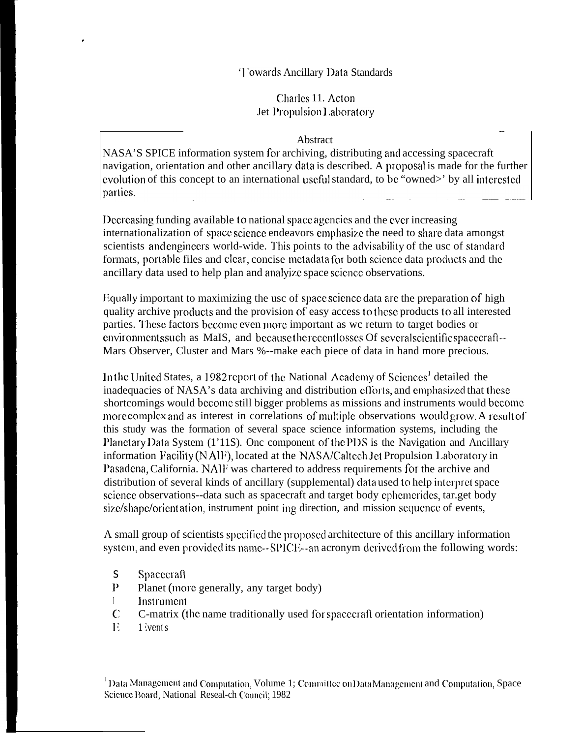# Towards Ancillary Data Standards

Charles H. Acton
Jet Propulsion Laboratory

## Abstract

NASA'S SPICE information system for archiving, distributing and accessing spacecraft navigation, orientation and other ancillary data is described. A proposal is made for the further evolution of this concept to an international useful standard, to be "owned" by all interested parties.

Decreasing funding available to national space agencies and the ever increasing internationalization of space science endeavors emphasize the need to share data amongst scientists and engineers world-wide. This points to the advisability of the use of standard formats, portable files and clear, concise metadata for both science data products and the ancillary data used to help plan and analyize space science observations.

Equally important to maximizing the use of space science data are the preparation of high quality archive products and the provision of easy access to these products to all interested parties. These factors become even more important as we return to target bodies or environments such as Mars, and because the recent losses of several scientific spacecraft--Mars Observer, Cluster and Mars 96--make each piece of data in hand more precious.

In the United States, a 1982 report of the National Academy of Sciences[1] detailed the inadequacies of NASA's data archiving and distribution efforts, and emphasized that these shortcomings would become still bigger problems as missions and instruments would become more complex and as interest in correlations of multiple observations would grow. A result of this study was the formation of several space science information systems, including the Planetary Data System (PDS). One component of the PDS is the Navigation and Ancillary information Facility (NAIF), located at the NASA/Caltech Jet Propulsion Laboratory in Pasadena, California. NAIF was chartered to address requirements for the archive and distribution of several kinds of ancillary (supplemental) data used to help interpret space science observations--data such as spacecraft and target body ephemerides, target body size/shape/orientation, instrument pointing direction, and mission sequence of events,

A small group of scientists specified the proposed architecture of this ancillary information system, and even provided its name--SPICE--an acronym derived from the following words:

- S Spacecraft
- P Planet (more generally, any target body)
- I Instrument
- C C-matrix (the name traditionally used for spacecraft orientation information)
- E Events

[1] Data Management and Computation, Volume 1; Committee on Data Management and Computation, Space Science Board, National Research Council; 1982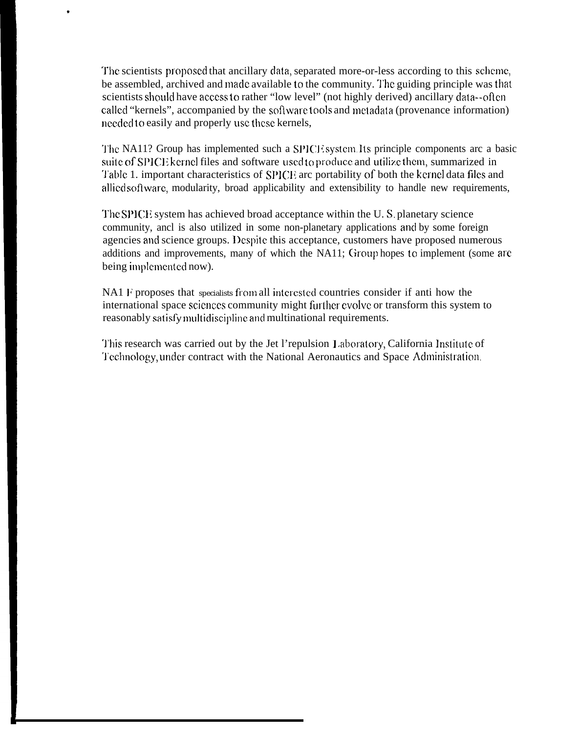The scientists proposed that ancillary data, separated more-or-less according to this scheme, be assembled, archived and made available to the community. The guiding principle was that scientists should have access to rather "low level" (not highly derived) ancillary data--often called "kernels", accompanied by the software tools and metadata (provenance information) needed to easily and properly use these kernels,

The NA11? Group has implemented such a SPICE system. Its principle components arc a basic suite of SPICE kernel files and software used to produce and utilize them, summarized in Table 1. important characteristics of SPICE arc portability of both the kernel data files and allied software, modularity, broad applicability and extensibility to handle new requirements,

The SPICE system has achieved broad acceptance within the U. S. planetary science community, ancl is also utilized in some non-planetary applications and by some foreign agencies and science groups. Despite this acceptance, customers have proposed numerous additions and improvements, many of which the NA11; Group hopes to implement (some are being implemented now).

NA1 F proposes that specialists from all interested countries consider if anti how the international space sciences community might further evolve or transform this system to reasonably satisfy multidiscipline and multinational requirements.

This research was carried out by the Jet l'repulsion Laboratory, California Institute of Technology, under contract with the National Aeronautics and Space Administration.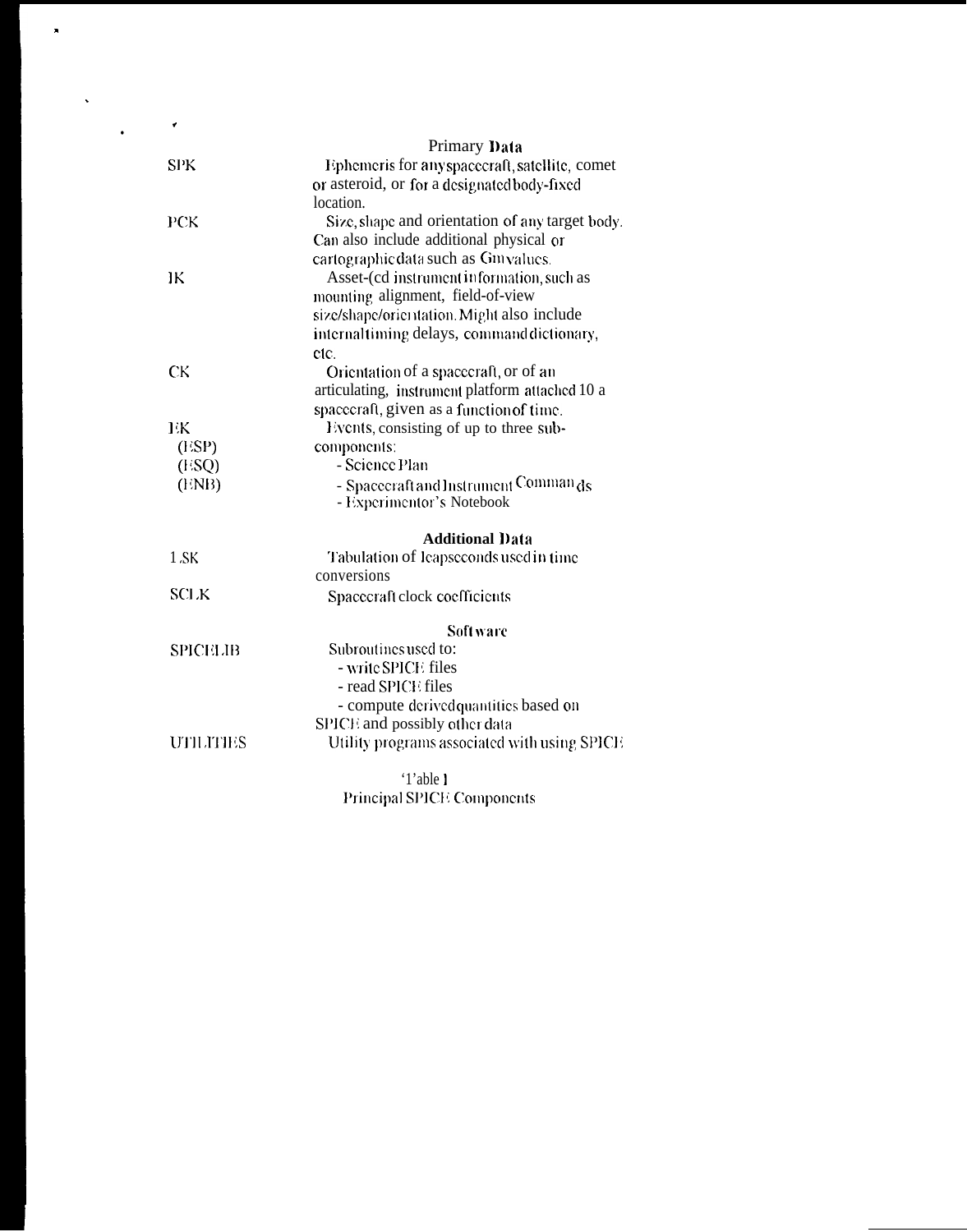| | |
|---|---|
| | **Primary Data** |
| SPK | Ephemeris for any spacecraft, satellite, comet or asteroid, or for a designated body-fixed location. |
| PCK | Size, shape and orientation of any target body. Can also include additional physical or cartographic data such as Gm values. |
| IK | Asset-(cd instrument information, such as mounting alignment, field-of-view size/shape/orientation. Might also include internal timing delays, command dictionary, etc. |
| CK | Orientation of a spacecraft, or of an articulating, instrument platform attached 10 a spacecraft, given as a function of time. |
| EK (ESP) (ESQ) (ENB) | Events, consisting of up to three sub-components: - Science Plan - Spacecraft and Instrument Commands - Experimentor's Notebook |
| | **Additional Data** |
| LSK | Tabulation of leapseconds used in time conversions |
| SCLK | Spacecraft clock coefficients |
| | **Software** |
| SPICELIB | Subroutines used to: - write SPICE files - read SPICE files - compute derived quantities based on SPICE and possibly other data |
| UTILITIES | Utility programs associated with using SPICE |

'1'able 1

Principal SPICE Components